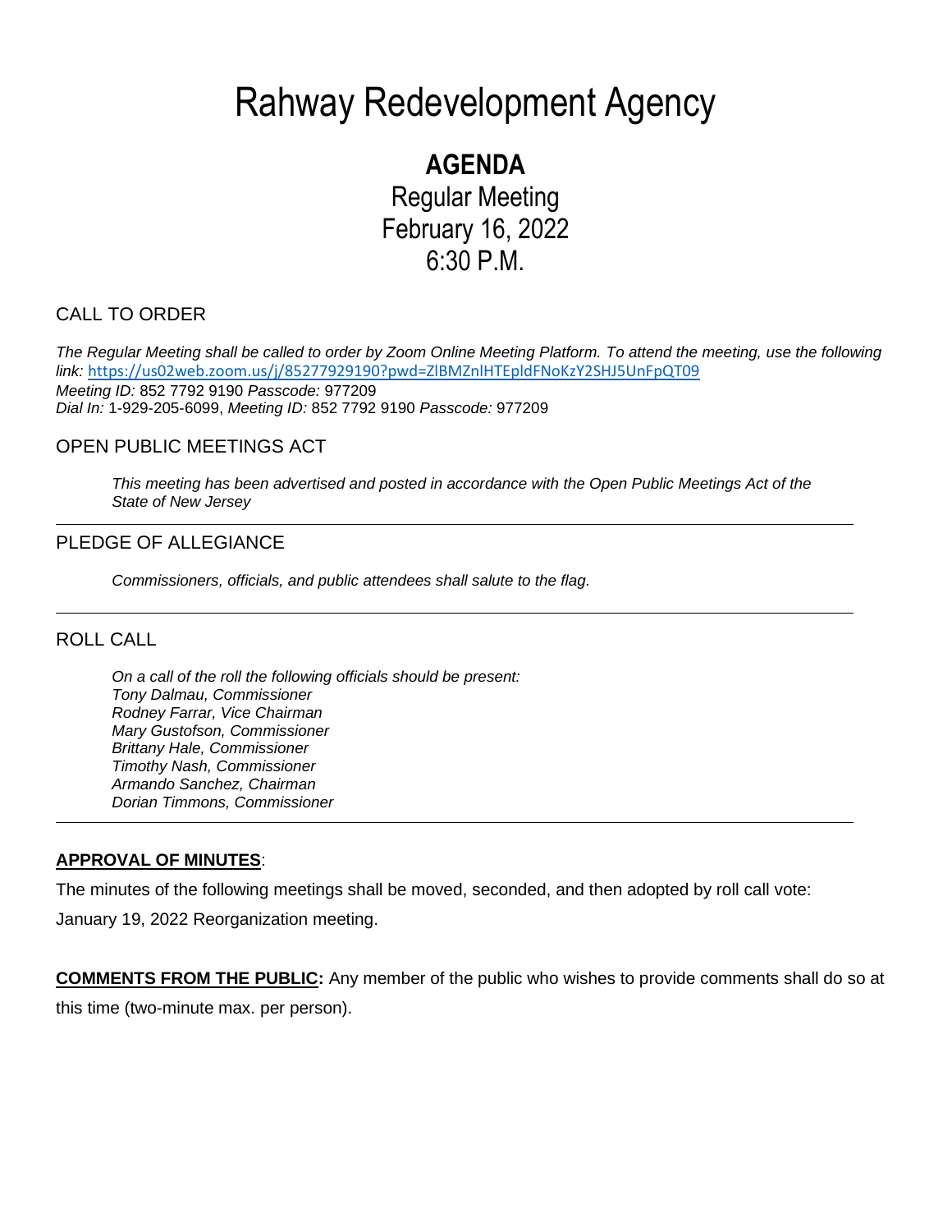# Rahway Redevelopment Agency

## AGENDA

Regular Meeting
February 16, 2022
6:30 P.M.

### CALL TO ORDER

*The Regular Meeting shall be called to order by Zoom Online Meeting Platform. To attend the meeting, use the following link:* https://us02web.zoom.us/j/85277929190?pwd=ZlBMZnlHTEpldFNoKzY2SHJ5UnFpQT09
*Meeting ID:* 852 7792 9190 *Passcode:* 977209
*Dial In:* 1-929-205-6099, *Meeting ID:* 852 7792 9190 *Passcode:* 977209

### OPEN PUBLIC MEETINGS ACT

*This meeting has been advertised and posted in accordance with the Open Public Meetings Act of the State of New Jersey*

### PLEDGE OF ALLEGIANCE

*Commissioners, officials, and public attendees shall salute to the flag.*

### ROLL CALL

*On a call of the roll the following officials should be present:*
*Tony Dalmau, Commissioner*
*Rodney Farrar, Vice Chairman*
*Mary Gustofson, Commissioner*
*Brittany Hale, Commissioner*
*Timothy Nash, Commissioner*
*Armando Sanchez, Chairman*
*Dorian Timmons, Commissioner*

**APPROVAL OF MINUTES**:

The minutes of the following meetings shall be moved, seconded, and then adopted by roll call vote:
January 19, 2022 Reorganization meeting.

**COMMENTS FROM THE PUBLIC:** Any member of the public who wishes to provide comments shall do so at this time (two-minute max. per person).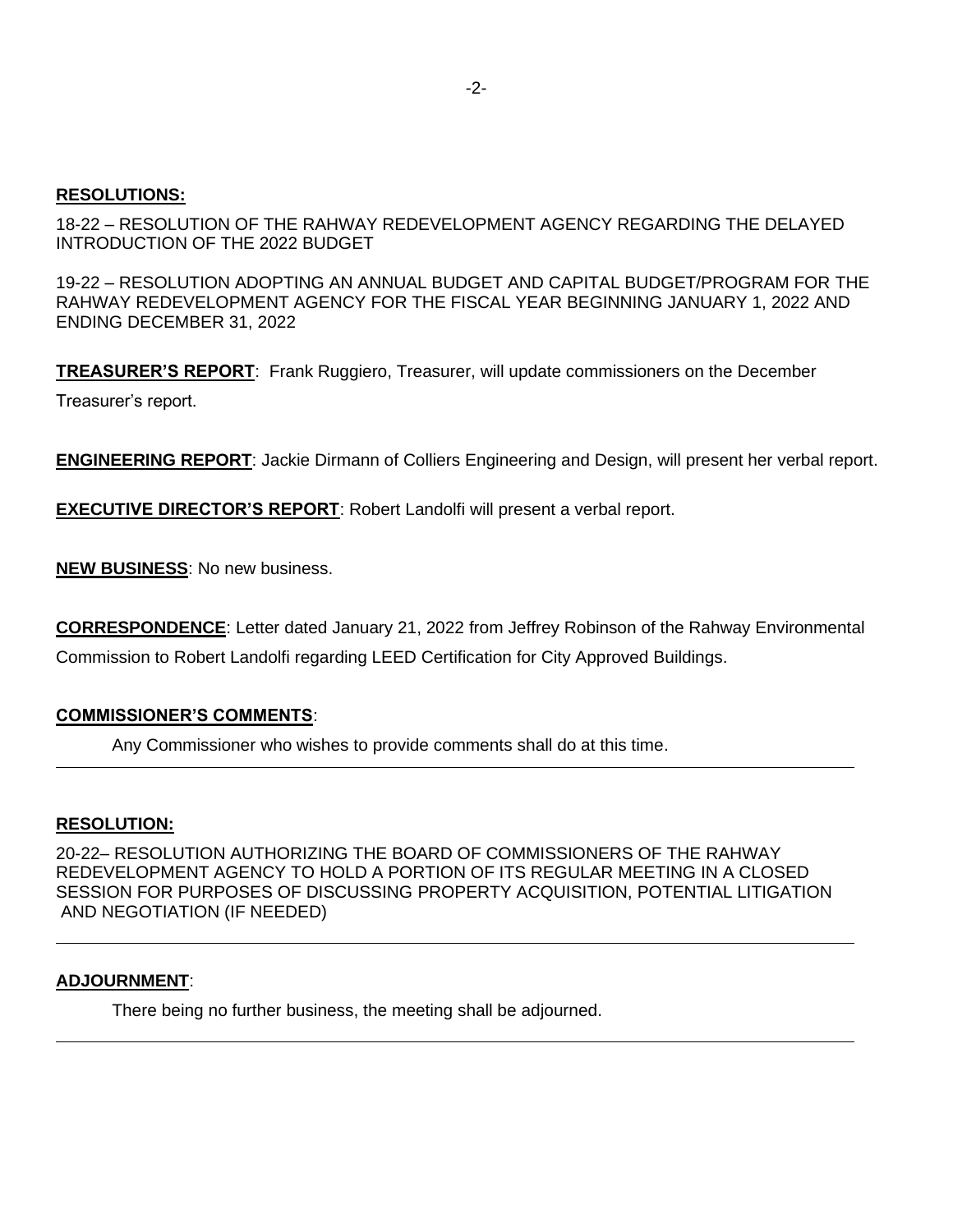**RESOLUTIONS:**

18-22 – RESOLUTION OF THE RAHWAY REDEVELOPMENT AGENCY REGARDING THE DELAYED INTRODUCTION OF THE 2022 BUDGET

19-22 – RESOLUTION ADOPTING AN ANNUAL BUDGET AND CAPITAL BUDGET/PROGRAM FOR THE RAHWAY REDEVELOPMENT AGENCY FOR THE FISCAL YEAR BEGINNING JANUARY 1, 2022 AND ENDING DECEMBER 31, 2022

**TREASURER'S REPORT**: Frank Ruggiero, Treasurer, will update commissioners on the December Treasurer's report.

**ENGINEERING REPORT**: Jackie Dirmann of Colliers Engineering and Design, will present her verbal report.

**EXECUTIVE DIRECTOR'S REPORT**: Robert Landolfi will present a verbal report.

**NEW BUSINESS**: No new business.

**CORRESPONDENCE**: Letter dated January 21, 2022 from Jeffrey Robinson of the Rahway Environmental Commission to Robert Landolfi regarding LEED Certification for City Approved Buildings.

**COMMISSIONER'S COMMENTS**:

Any Commissioner who wishes to provide comments shall do at this time.

---

**RESOLUTION:**

20-22– RESOLUTION AUTHORIZING THE BOARD OF COMMISSIONERS OF THE RAHWAY REDEVELOPMENT AGENCY TO HOLD A PORTION OF ITS REGULAR MEETING IN A CLOSED SESSION FOR PURPOSES OF DISCUSSING PROPERTY ACQUISITION, POTENTIAL LITIGATION AND NEGOTIATION (IF NEEDED)

---

**ADJOURNMENT**:

There being no further business, the meeting shall be adjourned.

---